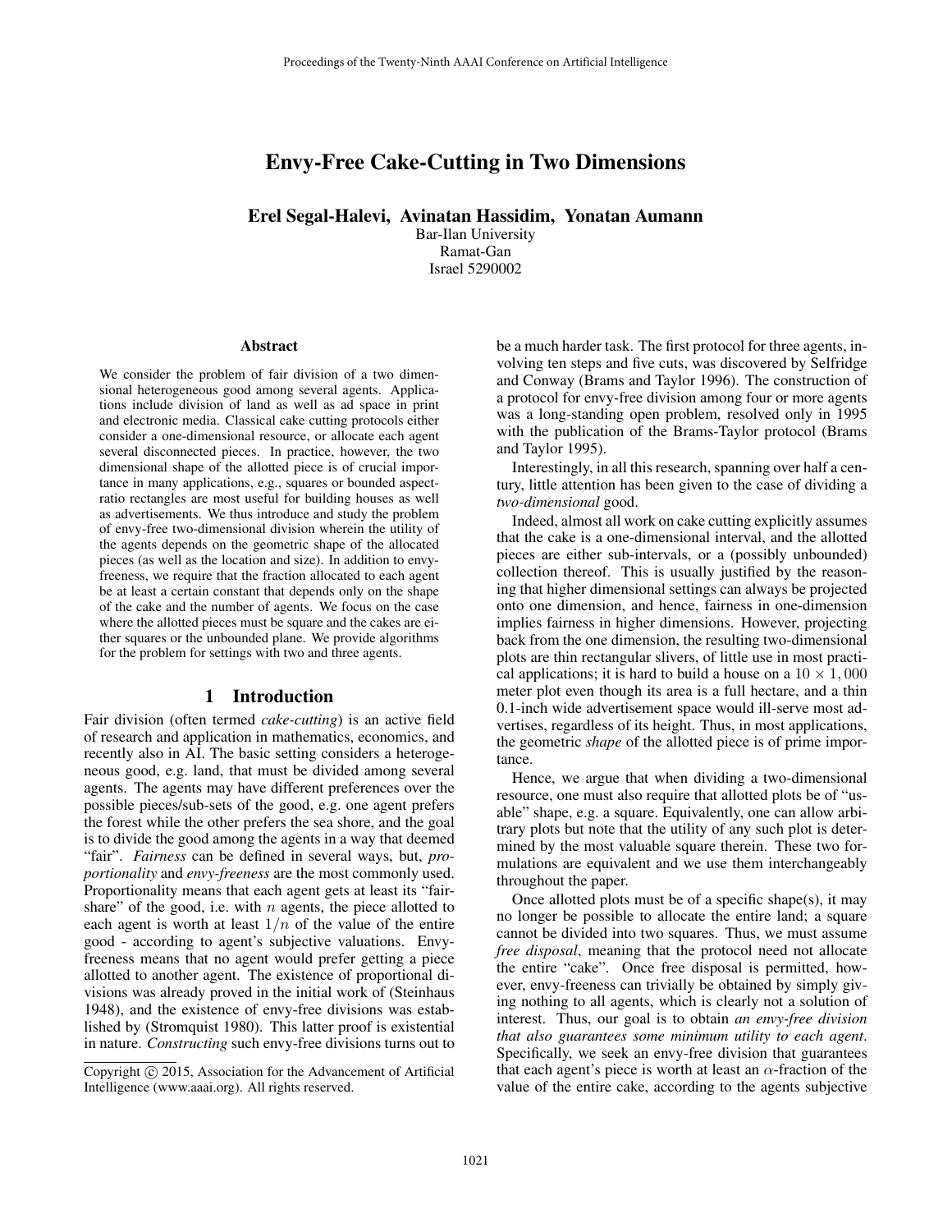# Envy-Free Cake-Cutting in Two Dimensions

**Erel Segal-Halevi, Avinatan Hassidim, Yonatan Aumann**

Bar-Ilan University
Ramat-Gan
Israel 5290002

### Abstract

We consider the problem of fair division of a two dimensional heterogeneous good among several agents. Applications include division of land as well as ad space in print and electronic media. Classical cake cutting protocols either consider a one-dimensional resource, or allocate each agent several disconnected pieces. In practice, however, the two dimensional shape of the allotted piece is of crucial importance in many applications, e.g., squares or bounded aspect-ratio rectangles are most useful for building houses as well as advertisements. We thus introduce and study the problem of envy-free two-dimensional division wherein the utility of the agents depends on the geometric shape of the allocated pieces (as well as the location and size). In addition to envy-freeness, we require that the fraction allocated to each agent be at least a certain constant that depends only on the shape of the cake and the number of agents. We focus on the case where the allotted pieces must be square and the cakes are either squares or the unbounded plane. We provide algorithms for the problem for settings with two and three agents.

## 1 Introduction

Fair division (often termed *cake-cutting*) is an active field of research and application in mathematics, economics, and recently also in AI. The basic setting considers a heterogeneous good, e.g. land, that must be divided among several agents. The agents may have different preferences over the possible pieces/sub-sets of the good, e.g. one agent prefers the forest while the other prefers the sea shore, and the goal is to divide the good among the agents in a way that deemed "fair". *Fairness* can be defined in several ways, but, *proportionality* and *envy-freeness* are the most commonly used. Proportionality means that each agent gets at least its "fair-share" of the good, i.e. with $n$ agents, the piece allotted to each agent is worth at least $1/n$ of the value of the entire good - according to agent's subjective valuations. Envy-freeness means that no agent would prefer getting a piece allotted to another agent. The existence of proportional divisions was already proved in the initial work of (Steinhaus 1948), and the existence of envy-free divisions was established by (Stromquist 1980). This latter proof is existential in nature. *Constructing* such envy-free divisions turns out to be a much harder task. The first protocol for three agents, involving ten steps and five cuts, was discovered by Selfridge and Conway (Brams and Taylor 1996). The construction of a protocol for envy-free division among four or more agents was a long-standing open problem, resolved only in 1995 with the publication of the Brams-Taylor protocol (Brams and Taylor 1995).

Interestingly, in all this research, spanning over half a century, little attention has been given to the case of dividing a *two-dimensional* good.

Indeed, almost all work on cake cutting explicitly assumes that the cake is a one-dimensional interval, and the allotted pieces are either sub-intervals, or a (possibly unbounded) collection thereof. This is usually justified by the reasoning that higher dimensional settings can always be projected onto one dimension, and hence, fairness in one-dimension implies fairness in higher dimensions. However, projecting back from the one dimension, the resulting two-dimensional plots are thin rectangular slivers, of little use in most practical applications; it is hard to build a house on a $10 \times 1,000$ meter plot even though its area is a full hectare, and a thin 0.1-inch wide advertisement space would ill-serve most advertises, regardless of its height. Thus, in most applications, the geometric *shape* of the allotted piece is of prime importance.

Hence, we argue that when dividing a two-dimensional resource, one must also require that allotted plots be of "usable" shape, e.g. a square. Equivalently, one can allow arbitrary plots but note that the utility of any such plot is determined by the most valuable square therein. These two formulations are equivalent and we use them interchangeably throughout the paper.

Once allotted plots must be of a specific shape(s), it may no longer be possible to allocate the entire land; a square cannot be divided into two squares. Thus, we must assume *free disposal*, meaning that the protocol need not allocate the entire "cake". Once free disposal is permitted, however, envy-freeness can trivially be obtained by simply giving nothing to all agents, which is clearly not a solution of interest. Thus, our goal is to obtain *an envy-free division that also guarantees some minimum utility to each agent*. Specifically, we seek an envy-free division that guarantees that each agent's piece is worth at least an $\alpha$-fraction of the value of the entire cake, according to the agents subjective

Copyright © 2015, Association for the Advancement of Artificial Intelligence (www.aaai.org). All rights reserved.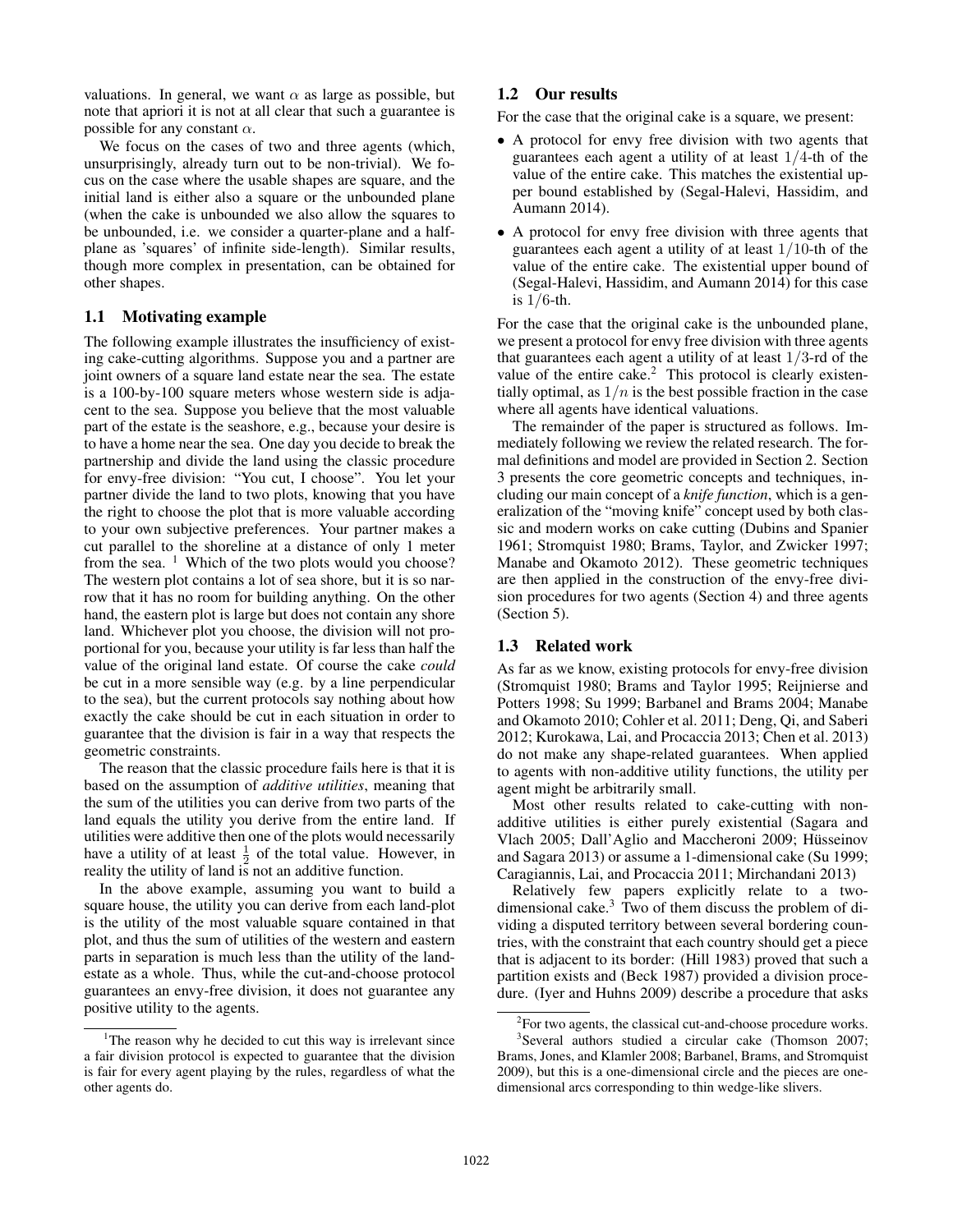valuations. In general, we want $\alpha$ as large as possible, but note that apriori it is not at all clear that such a guarantee is possible for any constant $\alpha$.

We focus on the cases of two and three agents (which, unsurprisingly, already turn out to be non-trivial). We focus on the case where the usable shapes are square, and the initial land is either also a square or the unbounded plane (when the cake is unbounded we also allow the squares to be unbounded, i.e. we consider a quarter-plane and a half-plane as 'squares' of infinite side-length). Similar results, though more complex in presentation, can be obtained for other shapes.

## 1.1 Motivating example

The following example illustrates the insufficiency of existing cake-cutting algorithms. Suppose you and a partner are joint owners of a square land estate near the sea. The estate is a 100-by-100 square meters whose western side is adjacent to the sea. Suppose you believe that the most valuable part of the estate is the seashore, e.g., because your desire is to have a home near the sea. One day you decide to break the partnership and divide the land using the classic procedure for envy-free division: "You cut, I choose". You let your partner divide the land to two plots, knowing that you have the right to choose the plot that is more valuable according to your own subjective preferences. Your partner makes a cut parallel to the shoreline at a distance of only 1 meter from the sea. [1] Which of the two plots would you choose? The western plot contains a lot of sea shore, but it is so narrow that it has no room for building anything. On the other hand, the eastern plot is large but does not contain any shore land. Whichever plot you choose, the division will not proportional for you, because your utility is far less than half the value of the original land estate. Of course the cake *could* be cut in a more sensible way (e.g. by a line perpendicular to the sea), but the current protocols say nothing about how exactly the cake should be cut in each situation in order to guarantee that the division is fair in a way that respects the geometric constraints.

The reason that the classic procedure fails here is that it is based on the assumption of *additive utilities*, meaning that the sum of the utilities you can derive from two parts of the land equals the utility you derive from the entire land. If utilities were additive then one of the plots would necessarily have a utility of at least $\frac{1}{2}$ of the total value. However, in reality the utility of land is not an additive function.

In the above example, assuming you want to build a square house, the utility you can derive from each land-plot is the utility of the most valuable square contained in that plot, and thus the sum of utilities of the western and eastern parts in separation is much less than the utility of the land-estate as a whole. Thus, while the cut-and-choose protocol guarantees an envy-free division, it does not guarantee any positive utility to the agents.

[1] The reason why he decided to cut this way is irrelevant since a fair division protocol is expected to guarantee that the division is fair for every agent playing by the rules, regardless of what the other agents do.

## 1.2 Our results

For the case that the original cake is a square, we present:

- A protocol for envy free division with two agents that guarantees each agent a utility of at least $1/4$-th of the value of the entire cake. This matches the existential upper bound established by (Segal-Halevi, Hassidim, and Aumann 2014).
- A protocol for envy free division with three agents that guarantees each agent a utility of at least $1/10$-th of the value of the entire cake. The existential upper bound of (Segal-Halevi, Hassidim, and Aumann 2014) for this case is $1/6$-th.

For the case that the original cake is the unbounded plane, we present a protocol for envy free division with three agents that guarantees each agent a utility of at least $1/3$-rd of the value of the entire cake.[2] This protocol is clearly existentially optimal, as $1/n$ is the best possible fraction in the case where all agents have identical valuations.

The remainder of the paper is structured as follows. Immediately following we review the related research. The formal definitions and model are provided in Section 2. Section 3 presents the core geometric concepts and techniques, including our main concept of a *knife function*, which is a generalization of the "moving knife" concept used by both classic and modern works on cake cutting (Dubins and Spanier 1961; Stromquist 1980; Brams, Taylor, and Zwicker 1997; Manabe and Okamoto 2012). These geometric techniques are then applied in the construction of the envy-free division procedures for two agents (Section 4) and three agents (Section 5).

## 1.3 Related work

As far as we know, existing protocols for envy-free division (Stromquist 1980; Brams and Taylor 1995; Reijnierse and Potters 1998; Su 1999; Barbanel and Brams 2004; Manabe and Okamoto 2010; Cohler et al. 2011; Deng, Qi, and Saberi 2012; Kurokawa, Lai, and Procaccia 2013; Chen et al. 2013) do not make any shape-related guarantees. When applied to agents with non-additive utility functions, the utility per agent might be arbitrarily small.

Most other results related to cake-cutting with non-additive utilities is either purely existential (Sagara and Vlach 2005; Dall'Aglio and Maccheroni 2009; Hüsseinov and Sagara 2013) or assume a 1-dimensional cake (Su 1999; Caragiannis, Lai, and Procaccia 2011; Mirchandani 2013)

Relatively few papers explicitly relate to a two-dimensional cake.[3] Two of them discuss the problem of dividing a disputed territory between several bordering countries, with the constraint that each country should get a piece that is adjacent to its border: (Hill 1983) proved that such a partition exists and (Beck 1987) provided a division procedure. (Iyer and Huhns 2009) describe a procedure that asks

[2] For two agents, the classical cut-and-choose procedure works.

[3] Several authors studied a circular cake (Thomson 2007; Brams, Jones, and Klamler 2008; Barbanel, Brams, and Stromquist 2009), but this is a one-dimensional circle and the pieces are one-dimensional arcs corresponding to thin wedge-like slivers.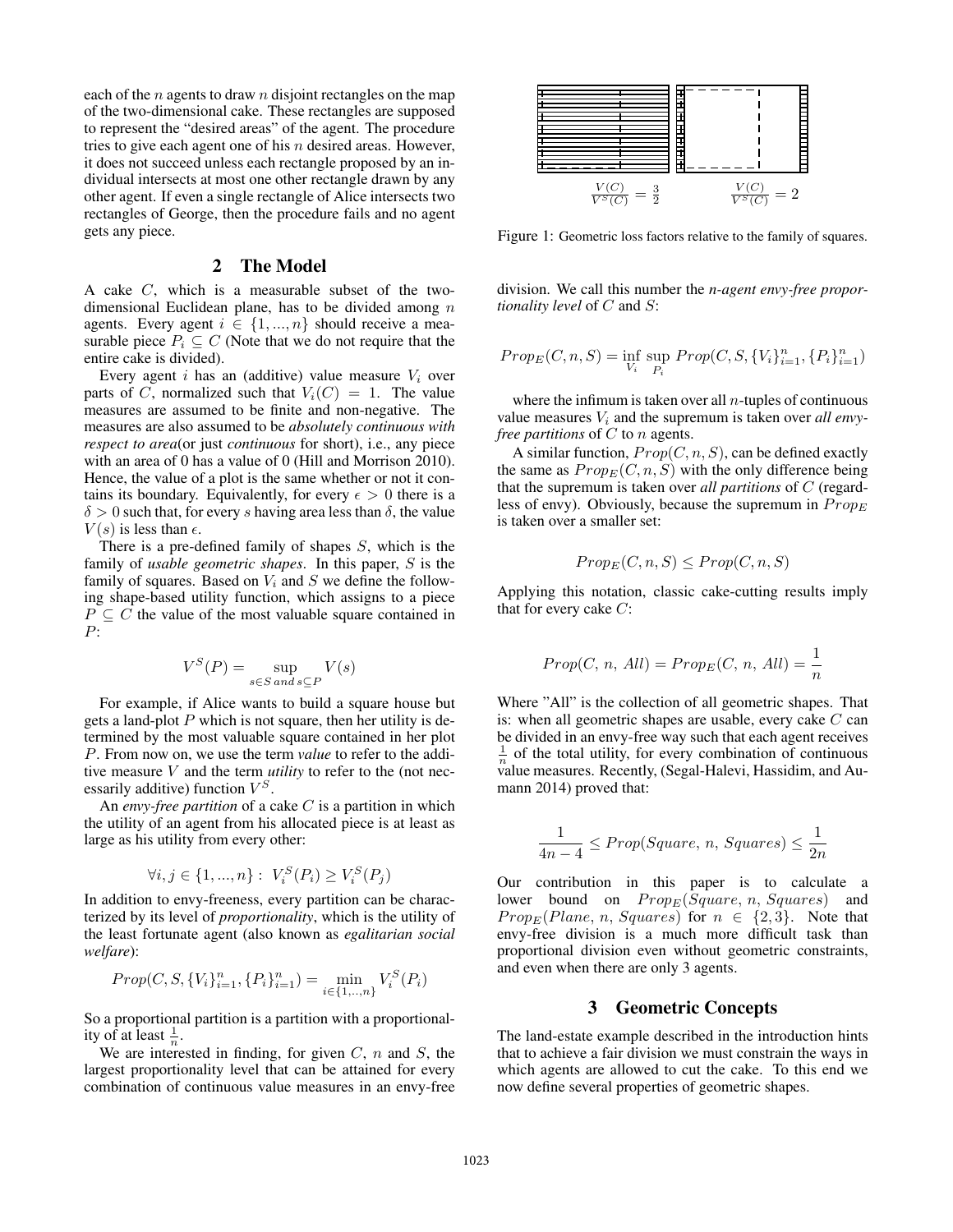each of the $n$ agents to draw $n$ disjoint rectangles on the map of the two-dimensional cake. These rectangles are supposed to represent the "desired areas" of the agent. The procedure tries to give each agent one of his $n$ desired areas. However, it does not succeed unless each rectangle proposed by an individual intersects at most one other rectangle drawn by any other agent. If even a single rectangle of Alice intersects two rectangles of George, then the procedure fails and no agent gets any piece.

## 2 The Model

A cake $C$, which is a measurable subset of the two-dimensional Euclidean plane, has to be divided among $n$ agents. Every agent $i \in \{1, ..., n\}$ should receive a measurable piece $P_i \subseteq C$ (Note that we do not require that the entire cake is divided).

Every agent $i$ has an (additive) value measure $V_i$ over parts of $C$, normalized such that $V_i(C) = 1$. The value measures are assumed to be finite and non-negative. The measures are also assumed to be *absolutely continuous with respect to area*(or just *continuous* for short), i.e., any piece with an area of 0 has a value of 0 (Hill and Morrison 2010). Hence, the value of a plot is the same whether or not it contains its boundary. Equivalently, for every $\epsilon > 0$ there is a $\delta > 0$ such that, for every $s$ having area less than $\delta$, the value $V(s)$ is less than $\epsilon$.

There is a pre-defined family of shapes $S$, which is the family of *usable geometric shapes*. In this paper, $S$ is the family of squares. Based on $V_i$ and $S$ we define the following shape-based utility function, which assigns to a piece $P \subseteq C$ the value of the most valuable square contained in $P$:

$$V^S(P) = \sup_{s \in S \; and \; s \subseteq P} V(s)$$

For example, if Alice wants to build a square house but gets a land-plot $P$ which is not square, then her utility is determined by the most valuable square contained in her plot $P$. From now on, we use the term *value* to refer to the additive measure $V$ and the term *utility* to refer to the (not necessarily additive) function $V^S$.

An *envy-free partition* of a cake $C$ is a partition in which the utility of an agent from his allocated piece is at least as large as his utility from every other:

$$\forall i, j \in \{1, ..., n\} : \; V_i^S(P_i) \geq V_i^S(P_j)$$

In addition to envy-freeness, every partition can be characterized by its level of *proportionality*, which is the utility of the least fortunate agent (also known as *egalitarian social welfare*):

$$Prop(C, S, \{V_i\}_{i=1}^n, \{P_i\}_{i=1}^n) = \min_{i \in \{1,..,n\}} V_i^S(P_i)$$

So a proportional partition is a partition with a proportionality of at least $\frac{1}{n}$.

We are interested in finding, for given $C$, $n$ and $S$, the largest proportionality level that can be attained for every combination of continuous value measures in an envy-free division. We call this number the ***n*-agent envy-free proportionality level** of $C$ and $S$:

$$Prop_E(C, n, S) = \inf_{V_i} \sup_{P_i} Prop(C, S, \{V_i\}_{i=1}^n, \{P_i\}_{i=1}^n)$$

where the infimum is taken over all $n$-tuples of continuous value measures $V_i$ and the supremum is taken over *all envy-free partitions* of $C$ to $n$ agents.

A similar function, $Prop(C, n, S)$, can be defined exactly the same as $Prop_E(C, n, S)$ with the only difference being that the supremum is taken over *all partitions* of $C$ (regardless of envy). Obviously, because the supremum in $Prop_E$ is taken over a smaller set:

$$Prop_E(C, n, S) \leq Prop(C, n, S)$$

Applying this notation, classic cake-cutting results imply that for every cake $C$:

$$Prop(C, \; n, \; All) = Prop_E(C, \; n, \; All) = \frac{1}{n}$$

Where "All" is the collection of all geometric shapes. That is: when all geometric shapes are usable, every cake $C$ can be divided in an envy-free way such that each agent receives $\frac{1}{n}$ of the total utility, for every combination of continuous value measures. Recently, (Segal-Halevi, Hassidim, and Aumann 2014) proved that:

$$\frac{1}{4n-4} \leq Prop(Square, \; n, \; Squares) \leq \frac{1}{2n}$$

Our contribution in this paper is to calculate a lower bound on $Prop_E(Square, n, Squares)$ and $Prop_E(Plane, n, Squares)$ for $n \in \{2, 3\}$. Note that envy-free division is a much more difficult task than proportional division even without geometric constraints, and even when there are only 3 agents.

$\frac{V(C)}{V^S(C)} = \frac{3}{2}$ $\qquad$ $\frac{V(C)}{V^S(C)} = 2$

Figure 1: Geometric loss factors relative to the family of squares.

## 3 Geometric Concepts

The land-estate example described in the introduction hints that to achieve a fair division we must constrain the ways in which agents are allowed to cut the cake. To this end we now define several properties of geometric shapes.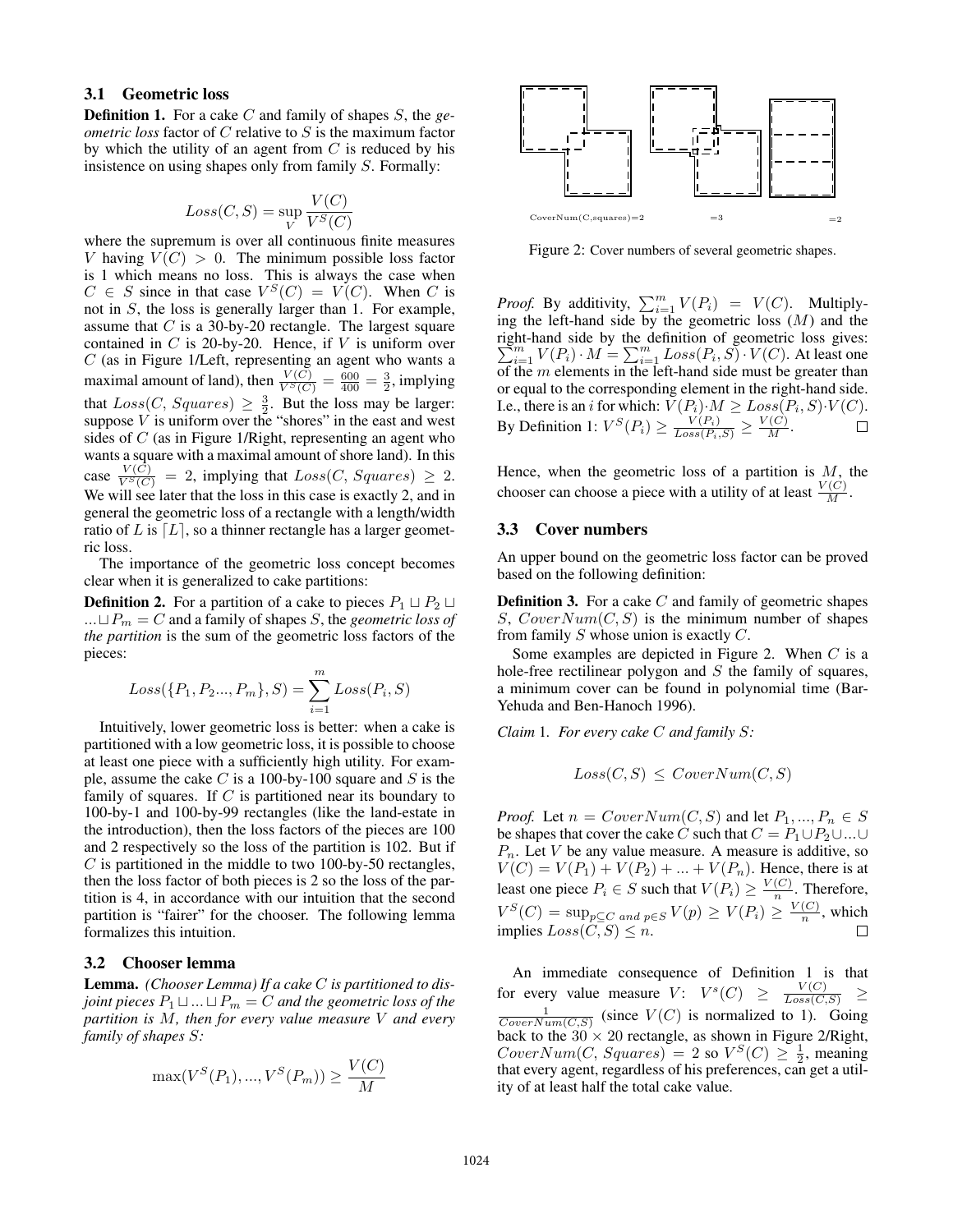### 3.1 Geometric loss

**Definition 1.** For a cake $C$ and family of shapes $S$, the *geometric loss* factor of $C$ relative to $S$ is the maximum factor by which the utility of an agent from $C$ is reduced by his insistence on using shapes only from family $S$. Formally:

$$Loss(C, S) = \sup_V \frac{V(C)}{V^S(C)}$$

where the supremum is over all continuous finite measures $V$ having $V(C) > 0$. The minimum possible loss factor is 1 which means no loss. This is always the case when $C \in S$ since in that case $V^S(C) = V(C)$. When $C$ is not in $S$, the loss is generally larger than 1. For example, assume that $C$ is a 30-by-20 rectangle. The largest square contained in $C$ is 20-by-20. Hence, if $V$ is uniform over $C$ (as in Figure 1/Left, representing an agent who wants a maximal amount of land), then $\frac{V(C)}{V^S(C)} = \frac{600}{400} = \frac{3}{2}$, implying that $Loss(C, Squares) \geq \frac{3}{2}$. But the loss may be larger: suppose $V$ is uniform over the "shores" in the east and west sides of $C$ (as in Figure 1/Right, representing an agent who wants a square with a maximal amount of shore land). In this case $\frac{V(C)}{V^S(C)} = 2$, implying that $Loss(C, Squares) \geq 2$. We will see later that the loss in this case is exactly 2, and in general the geometric loss of a rectangle with a length/width ratio of $L$ is $\lceil L \rceil$, so a thinner rectangle has a larger geometric loss.

The importance of the geometric loss concept becomes clear when it is generalized to cake partitions:

**Definition 2.** For a partition of a cake to pieces $P_1 \sqcup P_2 \sqcup ... \sqcup P_m = C$ and a family of shapes $S$, the *geometric loss of the partition* is the sum of the geometric loss factors of the pieces:

$$Loss(\{P_1, P_2..., P_m\}, S) = \sum_{i=1}^{m} Loss(P_i, S)$$

Intuitively, lower geometric loss is better: when a cake is partitioned with a low geometric loss, it is possible to choose at least one piece with a sufficiently high utility. For example, assume the cake $C$ is a 100-by-100 square and $S$ is the family of squares. If $C$ is partitioned near its boundary to 100-by-1 and 100-by-99 rectangles (like the land-estate in the introduction), then the loss factors of the pieces are 100 and 2 respectively so the loss of the partition is 102. But if $C$ is partitioned in the middle to two 100-by-50 rectangles, then the loss factor of both pieces is 2 so the loss of the partition is 4, in accordance with our intuition that the second partition is "fairer" for the chooser. The following lemma formalizes this intuition.

### 3.2 Chooser lemma

**Lemma.** *(Chooser Lemma) If a cake $C$ is partitioned to disjoint pieces $P_1 \sqcup ... \sqcup P_m = C$ and the geometric loss of the partition is $M$, then for every value measure $V$ and every family of shapes $S$:*

$$\max(V^S(P_1), ..., V^S(P_m)) \geq \frac{V(C)}{M}$$

*Proof.* By additivity, $\sum_{i=1}^{m} V(P_i) = V(C)$. Multiplying the left-hand side by the geometric loss ($M$) and the right-hand side by the definition of geometric loss gives: $\sum_{i=1}^{m} V(P_i) \cdot M = \sum_{i=1}^{m} Loss(P_i, S) \cdot V(C)$. At least one of the $m$ elements in the left-hand side must be greater than or equal to the corresponding element in the right-hand side. I.e., there is an $i$ for which: $V(P_i) \cdot M \geq Loss(P_i, S) \cdot V(C)$. By Definition 1: $V^S(P_i) \geq \frac{V(P_i)}{Loss(P_i,S)} \geq \frac{V(C)}{M}$. □

Hence, when the geometric loss of a partition is $M$, the chooser can choose a piece with a utility of at least $\frac{V(C)}{M}$.

CoverNum(C,squares)=2 =3 =2

Figure 2: Cover numbers of several geometric shapes.

### 3.3 Cover numbers

An upper bound on the geometric loss factor can be proved based on the following definition:

**Definition 3.** For a cake $C$ and family of geometric shapes $S$, $CoverNum(C, S)$ is the minimum number of shapes from family $S$ whose union is exactly $C$.

Some examples are depicted in Figure 2. When $C$ is a hole-free rectilinear polygon and $S$ the family of squares, a minimum cover can be found in polynomial time (Bar-Yehuda and Ben-Hanoch 1996).

*Claim* 1. *For every cake $C$ and family $S$:*

$$Loss(C, S) \leq CoverNum(C, S)$$

*Proof.* Let $n = CoverNum(C, S)$ and let $P_1, ..., P_n \in S$ be shapes that cover the cake $C$ such that $C = P_1 \cup P_2 \cup ... \cup P_n$. Let $V$ be any value measure. A measure is additive, so $V(C) = V(P_1) + V(P_2) + ... + V(P_n)$. Hence, there is at least one piece $P_i \in S$ such that $V(P_i) \geq \frac{V(C)}{n}$. Therefore, $V^S(C) = \sup_{p \subseteq C \text{ and } p \in S} V(p) \geq V(P_i) \geq \frac{V(C)}{n}$, which implies $Loss(C, S) \leq n$. □

An immediate consequence of Definition 1 is that for every value measure $V$: $V^s(C) \geq \frac{V(C)}{Loss(C,S)} \geq \frac{1}{CoverNum(C,S)}$ (since $V(C)$ is normalized to 1). Going back to the $30 \times 20$ rectangle, as shown in Figure 2/Right, $CoverNum(C, Squares) = 2$ so $V^S(C) \geq \frac{1}{2}$, meaning that every agent, regardless of his preferences, can get a utility of at least half the total cake value.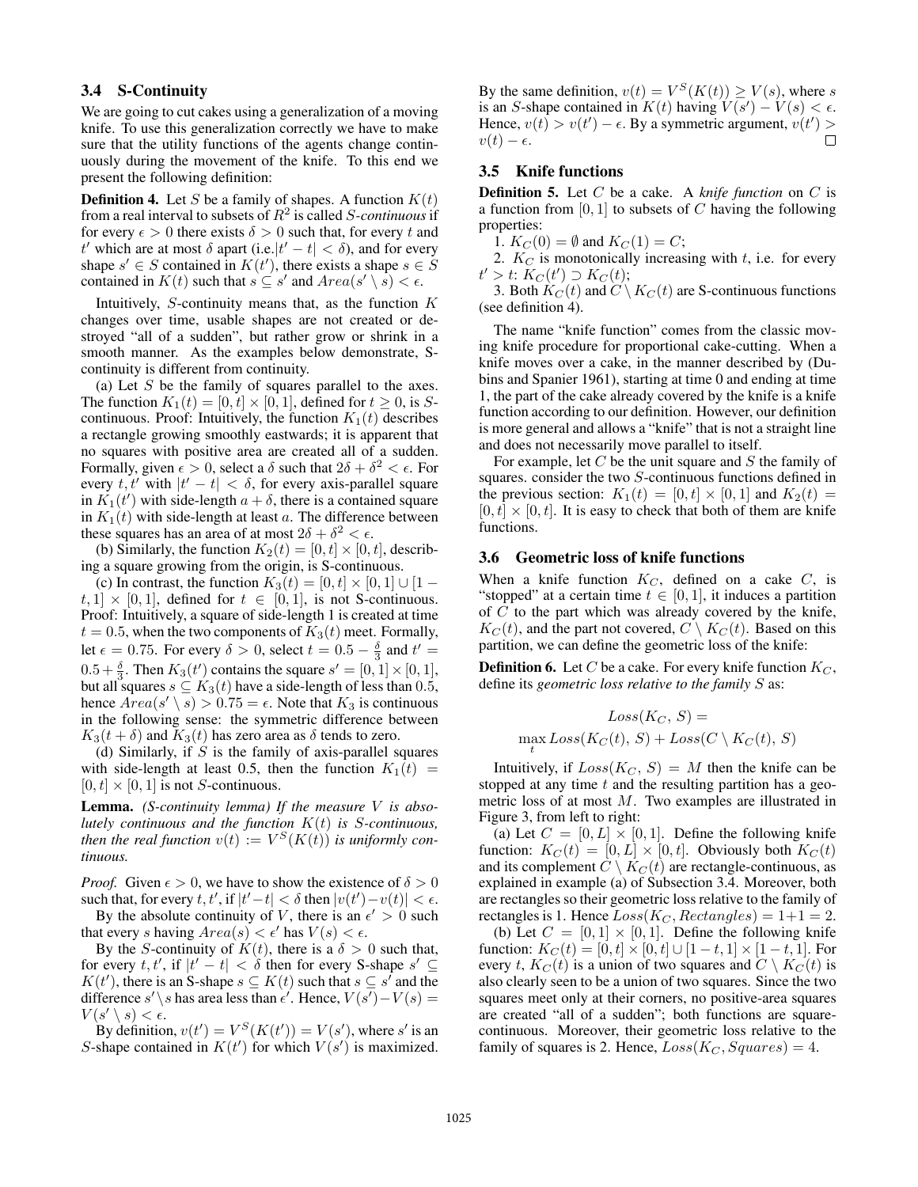### 3.4 S-Continuity

We are going to cut cakes using a generalization of a moving knife. To use this generalization correctly we have to make sure that the utility functions of the agents change continuously during the movement of the knife. To this end we present the following definition:

**Definition 4.** Let $S$ be a family of shapes. A function $K(t)$ from a real interval to subsets of $R^2$ is called *$S$-continuous* if for every $\epsilon > 0$ there exists $\delta > 0$ such that, for every $t$ and $t'$ which are at most $\delta$ apart (i.e.$|t' - t| < \delta$), and for every shape $s' \in S$ contained in $K(t')$, there exists a shape $s \in S$ contained in $K(t)$ such that $s \subseteq s'$ and $Area(s' \setminus s) < \epsilon$.

Intuitively, $S$-continuity means that, as the function $K$ changes over time, usable shapes are not created or destroyed "all of a sudden", but rather grow or shrink in a smooth manner. As the examples below demonstrate, S-continuity is different from continuity.

(a) Let $S$ be the family of squares parallel to the axes. The function $K_1(t) = [0, t] \times [0, 1]$, defined for $t \geq 0$, is $S$-continuous. Proof: Intuitively, the function $K_1(t)$ describes a rectangle growing smoothly eastwards; it is apparent that no squares with positive area are created all of a sudden. Formally, given $\epsilon > 0$, select a $\delta$ such that $2\delta + \delta^2 < \epsilon$. For every $t, t'$ with $|t' - t| < \delta$, for every axis-parallel square in $K_1(t')$ with side-length $a + \delta$, there is a contained square in $K_1(t)$ with side-length at least $a$. The difference between these squares has an area of at most $2\delta + \delta^2 < \epsilon$.

(b) Similarly, the function $K_2(t) = [0, t] \times [0, t]$, describing a square growing from the origin, is S-continuous.

(c) In contrast, the function $K_3(t) = [0, t] \times [0, 1] \cup [1 - t, 1] \times [0, 1]$, defined for $t \in [0, 1]$, is not S-continuous. Proof: Intuitively, a square of side-length 1 is created at time $t = 0.5$, when the two components of $K_3(t)$ meet. Formally, let $\epsilon = 0.75$. For every $\delta > 0$, select $t = 0.5 - \frac{\delta}{3}$ and $t' = 0.5 + \frac{\delta}{3}$. Then $K_3(t')$ contains the square $s' = [0, 1] \times [0, 1]$, but all squares $s \subseteq K_3(t)$ have a side-length of less than 0.5, hence $Area(s' \setminus s) > 0.75 = \epsilon$. Note that $K_3$ is continuous in the following sense: the symmetric difference between $K_3(t + \delta)$ and $K_3(t)$ has zero area as $\delta$ tends to zero.

(d) Similarly, if $S$ is the family of axis-parallel squares with side-length at least 0.5, then the function $K_1(t) = [0, t] \times [0, 1]$ is not $S$-continuous.

**Lemma.** *(S-continuity lemma) If the measure $V$ is absolutely continuous and the function $K(t)$ is S-continuous, then the real function $v(t) := V^S(K(t))$ is uniformly continuous.*

*Proof.* Given $\epsilon > 0$, we have to show the existence of $\delta > 0$ such that, for every $t, t'$, if $|t' - t| < \delta$ then $|v(t') - v(t)| < \epsilon$.

By the absolute continuity of $V$, there is an $\epsilon' > 0$ such that every $s$ having $Area(s) < \epsilon'$ has $V(s) < \epsilon$.

By the $S$-continuity of $K(t)$, there is a $\delta > 0$ such that, for every $t, t'$, if $|t' - t| < \delta$ then for every S-shape $s' \subseteq K(t')$, there is an S-shape $s \subseteq K(t)$ such that $s \subseteq s'$ and the difference $s' \setminus s$ has area less than $\epsilon'$. Hence, $V(s') - V(s) = V(s' \setminus s) < \epsilon$.

By definition, $v(t') = V^S(K(t')) = V(s')$, where $s'$ is an $S$-shape contained in $K(t')$ for which $V(s')$ is maximized. By the same definition, $v(t) = V^S(K(t)) \geq V(s)$, where $s$ is an $S$-shape contained in $K(t)$ having $V(s') - V(s) < \epsilon$. Hence, $v(t) > v(t') - \epsilon$. By a symmetric argument, $v(t') > v(t) - \epsilon$. □

### 3.5 Knife functions

**Definition 5.** Let $C$ be a cake. A *knife function* on $C$ is a function from $[0, 1]$ to subsets of $C$ having the following properties:

1. $K_C(0) = \emptyset$ and $K_C(1) = C$;

2. $K_C$ is monotonically increasing with $t$, i.e. for every $t' > t$: $K_C(t') \supset K_C(t)$;

3. Both $K_C(t)$ and $C \setminus K_C(t)$ are S-continuous functions (see definition 4).

The name "knife function" comes from the classic moving knife procedure for proportional cake-cutting. When a knife moves over a cake, in the manner described by (Dubins and Spanier 1961), starting at time 0 and ending at time 1, the part of the cake already covered by the knife is a knife function according to our definition. However, our definition is more general and allows a "knife" that is not a straight line and does not necessarily move parallel to itself.

For example, let $C$ be the unit square and $S$ the family of squares. consider the two $S$-continuous functions defined in the previous section: $K_1(t) = [0, t] \times [0, 1]$ and $K_2(t) = [0, t] \times [0, t]$. It is easy to check that both of them are knife functions.

### 3.6 Geometric loss of knife functions

When a knife function $K_C$, defined on a cake $C$, is "stopped" at a certain time $t \in [0, 1]$, it induces a partition of $C$ to the part which was already covered by the knife, $K_C(t)$, and the part not covered, $C \setminus K_C(t)$. Based on this partition, we can define the geometric loss of the knife:

**Definition 6.** Let $C$ be a cake. For every knife function $K_C$, define its *geometric loss relative to the family $S$* as:

$$Loss(K_C, S) =$$
$$\max_t Loss(K_C(t), S) + Loss(C \setminus K_C(t), S)$$

Intuitively, if $Loss(K_C, S) = M$ then the knife can be stopped at any time $t$ and the resulting partition has a geometric loss of at most $M$. Two examples are illustrated in Figure 3, from left to right:

(a) Let $C = [0, L] \times [0, 1]$. Define the following knife function: $K_C(t) = [0, L] \times [0, t]$. Obviously both $K_C(t)$ and its complement $C \setminus K_C(t)$ are rectangle-continuous, as explained in example (a) of Subsection 3.4. Moreover, both are rectangles so their geometric loss relative to the family of rectangles is 1. Hence $Loss(K_C, Rectangles) = 1 + 1 = 2$.

(b) Let $C = [0, 1] \times [0, 1]$. Define the following knife function: $K_C(t) = [0, t] \times [0, t] \cup [1 - t, 1] \times [1 - t, 1]$. For every $t$, $K_C(t)$ is a union of two squares and $C \setminus K_C(t)$ is also clearly seen to be a union of two squares. Since the two squares meet only at their corners, no positive-area squares are created "all of a sudden"; both functions are square-continuous. Moreover, their geometric loss relative to the family of squares is 2. Hence, $Loss(K_C, Squares) = 4$.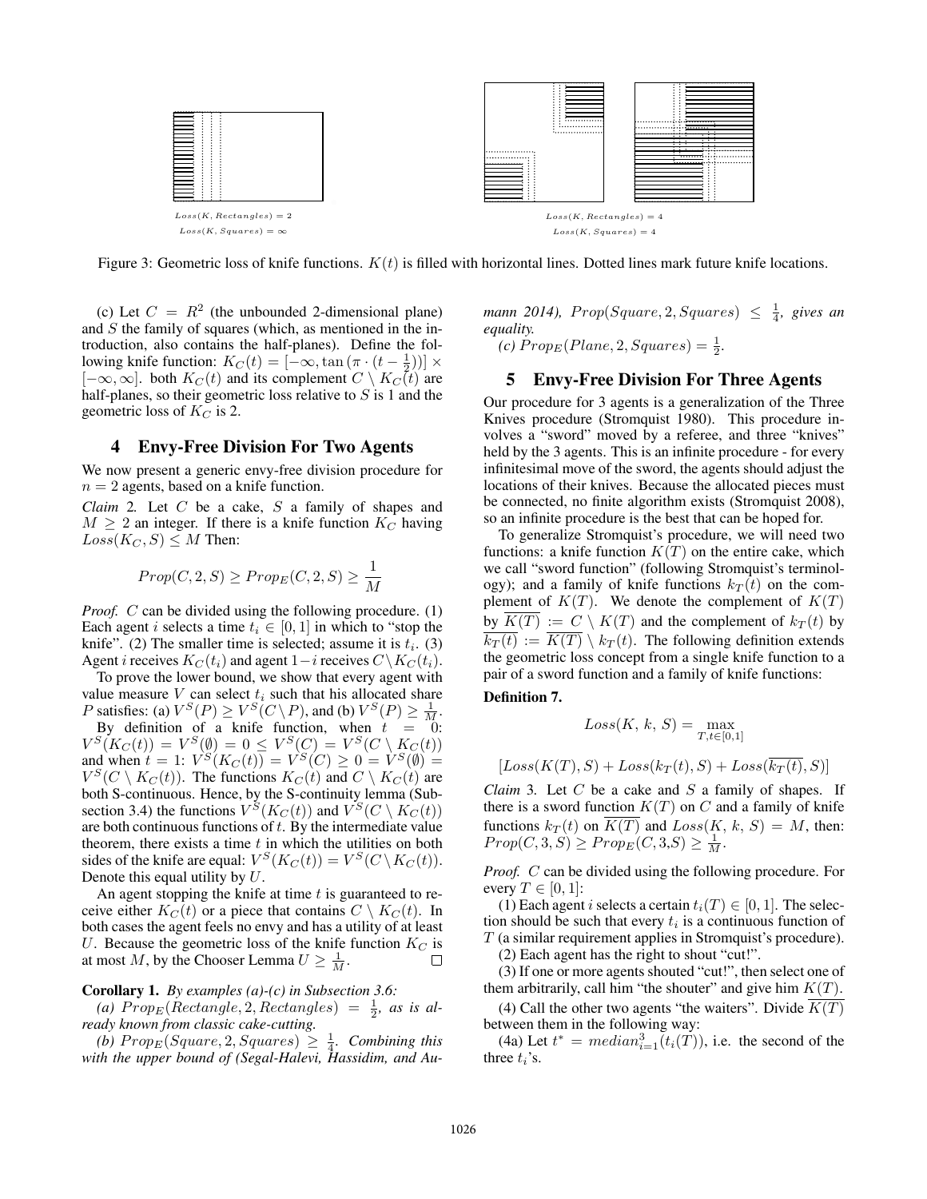$Loss(K, Rectangles) = 2$

$Loss(K, Squares) = \infty$

$Loss(K, Rectangles) = 4$

$Loss(K, Squares) = 4$

Figure 3: Geometric loss of knife functions. $K(t)$ is filled with horizontal lines. Dotted lines mark future knife locations.

(c) Let $C = R^2$ (the unbounded 2-dimensional plane) and $S$ the family of squares (which, as mentioned in the introduction, also contains the half-planes). Define the following knife function: $K_C(t) = [-\infty, \tan(\pi \cdot (t - \frac{1}{2}))] \times [-\infty, \infty]$. both $K_C(t)$ and its complement $C \setminus K_C(t)$ are half-planes, so their geometric loss relative to $S$ is 1 and the geometric loss of $K_C$ is 2.

## 4 Envy-Free Division For Two Agents

We now present a generic envy-free division procedure for $n = 2$ agents, based on a knife function.

*Claim* 2. Let $C$ be a cake, $S$ a family of shapes and $M \geq 2$ an integer. If there is a knife function $K_C$ having $Loss(K_C, S) \leq M$ Then:

$$Prop(C, 2, S) \geq Prop_E(C, 2, S) \geq \frac{1}{M}$$

*Proof.* $C$ can be divided using the following procedure. (1) Each agent $i$ selects a time $t_i \in [0, 1]$ in which to "stop the knife". (2) The smaller time is selected; assume it is $t_i$. (3) Agent $i$ receives $K_C(t_i)$ and agent $1-i$ receives $C \setminus K_C(t_i)$.

To prove the lower bound, we show that every agent with value measure $V$ can select $t_i$ such that his allocated share $P$ satisfies: (a) $V^S(P) \geq V^S(C \setminus P)$, and (b) $V^S(P) \geq \frac{1}{M}$.

By definition of a knife function, when $t = 0$: $V^S(K_C(t)) = V^S(\emptyset) = 0 \leq V^S(C) = V^S(C \setminus K_C(t))$ and when $t = 1$: $V^S(K_C(t)) = V^S(C) \geq 0 = V^S(\emptyset) = V^S(C \setminus K_C(t))$. The functions $K_C(t)$ and $C \setminus K_C(t)$ are both S-continuous. Hence, by the S-continuity lemma (Subsection 3.4) the functions $V^S(K_C(t))$ and $V^S(C \setminus K_C(t))$ are both continuous functions of $t$. By the intermediate value theorem, there exists a time $t$ in which the utilities on both sides of the knife are equal: $V^S(K_C(t)) = V^S(C \setminus K_C(t))$. Denote this equal utility by $U$.

An agent stopping the knife at time $t$ is guaranteed to receive either $K_C(t)$ or a piece that contains $C \setminus K_C(t)$. In both cases the agent feels no envy and has a utility of at least $U$. Because the geometric loss of the knife function $K_C$ is at most $M$, by the Chooser Lemma $U \geq \frac{1}{M}$. □

**Corollary 1.** *By examples (a)-(c) in Subsection 3.6:*

*(a) $Prop_E(Rectangle, 2, Rectangles) = \frac{1}{2}$, as is already known from classic cake-cutting.*

*(b) $Prop_E(Square, 2, Squares) \geq \frac{1}{4}$. Combining this with the upper bound of (Segal-Halevi, Hassidim, and Aumann 2014), $Prop(Square, 2, Squares) \leq \frac{1}{4}$, gives an equality.*

*(c) $Prop_E(Plane, 2, Squares) = \frac{1}{2}$.*

## 5 Envy-Free Division For Three Agents

Our procedure for 3 agents is a generalization of the Three Knives procedure (Stromquist 1980). This procedure involves a "sword" moved by a referee, and three "knives" held by the 3 agents. This is an infinite procedure - for every infinitesimal move of the sword, the agents should adjust the locations of their knives. Because the allocated pieces must be connected, no finite algorithm exists (Stromquist 2008), so an infinite procedure is the best that can be hoped for.

To generalize Stromquist's procedure, we will need two functions: a knife function $K(T)$ on the entire cake, which we call "sword function" (following Stromquist's terminology); and a family of knife functions $k_T(t)$ on the complement of $K(T)$. We denote the complement of $K(T)$ by $\overline{K(T)} := C \setminus K(T)$ and the complement of $k_T(t)$ by $\overline{k_T(t)} := \overline{K(T)} \setminus k_T(t)$. The following definition extends the geometric loss concept from a single knife function to a pair of a sword function and a family of knife functions:

**Definition 7.**

$$Loss(K, k, S) = \max_{T,t \in [0,1]}$$

$$[Loss(K(T), S) + Loss(k_T(t), S) + Loss(\overline{k_T(t)}, S)]$$

*Claim* 3. Let $C$ be a cake and $S$ a family of shapes. If there is a sword function $K(T)$ on $C$ and a family of knife functions $k_T(t)$ on $\overline{K(T)}$ and $Loss(K, k, S) = M$, then: $Prop(C, 3, S) \geq Prop_E(C, 3, S) \geq \frac{1}{M}$.

*Proof.* $C$ can be divided using the following procedure. For every $T \in [0, 1]$:

(1) Each agent $i$ selects a certain $t_i(T) \in [0, 1]$. The selection should be such that every $t_i$ is a continuous function of $T$ (a similar requirement applies in Stromquist's procedure).

(2) Each agent has the right to shout "cut!".

(3) If one or more agents shouted "cut!", then select one of them arbitrarily, call him "the shouter" and give him $K(T)$.

(4) Call the other two agents "the waiters". Divide $\overline{K(T)}$ between them in the following way:

(4a) Let $t^* = median_{i=1}^{3}(t_i(T))$, i.e. the second of the three $t_i$'s.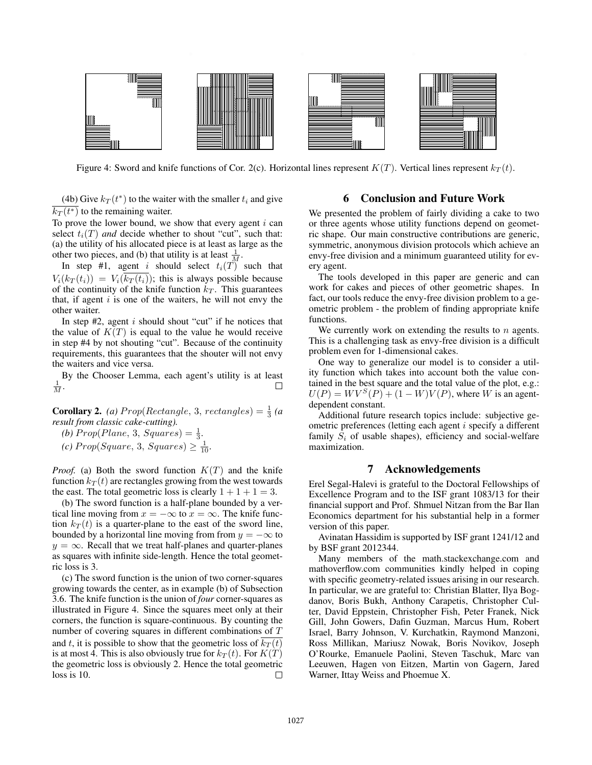Figure 4: Sword and knife functions of Cor. 2(c). Horizontal lines represent $K(T)$. Vertical lines represent $k_T(t)$.

(4b) Give $k_T(t^*)$ to the waiter with the smaller $t_i$ and give $\overline{k_T(t^*)}$ to the remaining waiter.

To prove the lower bound, we show that every agent $i$ can select $t_i(T)$ *and* decide whether to shout "cut", such that: (a) the utility of his allocated piece is at least as large as the other two pieces, and (b) that utility is at least $\frac{1}{M}$.

In step #1, agent $i$ should select $t_i(T)$ such that $V_i(k_T(t_i)) = V_i(\overline{k_T(t_i)})$; this is always possible because of the continuity of the knife function $k_T$. This guarantees that, if agent $i$ is one of the waiters, he will not envy the other waiter.

In step #2, agent $i$ should shout "cut" if he notices that the value of $K(T)$ is equal to the value he would receive in step #4 by not shouting "cut". Because of the continuity requirements, this guarantees that the shouter will not envy the waiters and vice versa.

By the Chooser Lemma, each agent's utility is at least $\frac{1}{M}$. □

**Corollary 2.** *(a)* $Prop(Rectangle, 3, rectangles) = \frac{1}{3}$ *(a result from classic cake-cutting).*

*(b)* $Prop(Plane, 3, Squares) = \frac{1}{3}$.

*(c)* $Prop(Square, 3, Squares) \geq \frac{1}{10}$.

*Proof.* (a) Both the sword function $K(T)$ and the knife function $k_T(t)$ are rectangles growing from the west towards the east. The total geometric loss is clearly $1 + 1 + 1 = 3$.

(b) The sword function is a half-plane bounded by a vertical line moving from $x = -\infty$ to $x = \infty$. The knife function $k_T(t)$ is a quarter-plane to the east of the sword line, bounded by a horizontal line moving from from $y = -\infty$ to $y = \infty$. Recall that we treat half-planes and quarter-planes as squares with infinite side-length. Hence the total geometric loss is 3.

(c) The sword function is the union of two corner-squares growing towards the center, as in example (b) of Subsection 3.6. The knife function is the union of *four* corner-squares as illustrated in Figure 4. Since the squares meet only at their corners, the function is square-continuous. By counting the number of covering squares in different combinations of $T$ and $t$, it is possible to show that the geometric loss of $\overline{k_T(t)}$ is at most 4. This is also obviously true for $k_T(t)$. For $K(T)$ the geometric loss is obviously 2. Hence the total geometric loss is 10. □

## 6 Conclusion and Future Work

We presented the problem of fairly dividing a cake to two or three agents whose utility functions depend on geometric shape. Our main constructive contributions are generic, symmetric, anonymous division protocols which achieve an envy-free division and a minimum guaranteed utility for every agent.

The tools developed in this paper are generic and can work for cakes and pieces of other geometric shapes. In fact, our tools reduce the envy-free division problem to a geometric problem - the problem of finding appropriate knife functions.

We currently work on extending the results to $n$ agents. This is a challenging task as envy-free division is a difficult problem even for 1-dimensional cakes.

One way to generalize our model is to consider a utility function which takes into account both the value contained in the best square and the total value of the plot, e.g.: $U(P) = WV^S(P) + (1 - W)V(P)$, where $W$ is an agent-dependent constant.

Additional future research topics include: subjective geometric preferences (letting each agent $i$ specify a different family $S_i$ of usable shapes), efficiency and social-welfare maximization.

## 7 Acknowledgements

Erel Segal-Halevi is grateful to the Doctoral Fellowships of Excellence Program and to the ISF grant 1083/13 for their financial support and Prof. Shmuel Nitzan from the Bar Ilan Economics department for his substantial help in a former version of this paper.

Avinatan Hassidim is supported by ISF grant 1241/12 and by BSF grant 2012344.

Many members of the math.stackexchange.com and mathoverflow.com communities kindly helped in coping with specific geometry-related issues arising in our research. In particular, we are grateful to: Christian Blatter, Ilya Bogdanov, Boris Bukh, Anthony Carapetis, Christopher Culter, David Eppstein, Christopher Fish, Peter Franek, Nick Gill, John Gowers, Dafin Guzman, Marcus Hum, Robert Israel, Barry Johnson, V. Kurchatkin, Raymond Manzoni, Ross Millikan, Mariusz Nowak, Boris Novikov, Joseph O'Rourke, Emanuele Paolini, Steven Taschuk, Marc van Leeuwen, Hagen von Eitzen, Martin von Gagern, Jared Warner, Ittay Weiss and Phoemue X.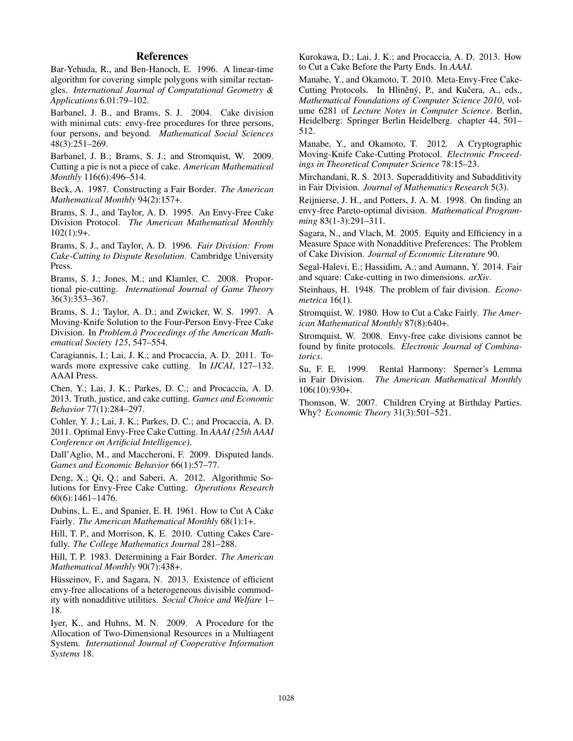## References

Bar-Yehuda, R., and Ben-Hanoch, E. 1996. A linear-time algorithm for covering simple polygons with similar rectangles. *International Journal of Computational Geometry & Applications* 6.01:79–102.

Barbanel, J. B., and Brams, S. J. 2004. Cake division with minimal cuts: envy-free procedures for three persons, four persons, and beyond. *Mathematical Social Sciences* 48(3):251–269.

Barbanel, J. B.; Brams, S. J.; and Stromquist, W. 2009. Cutting a pie is not a piece of cake. *American Mathematical Monthly* 116(6):496–514.

Beck, A. 1987. Constructing a Fair Border. *The American Mathematical Monthly* 94(2):157+.

Brams, S. J., and Taylor, A. D. 1995. An Envy-Free Cake Division Protocol. *The American Mathematical Monthly* 102(1):9+.

Brams, S. J., and Taylor, A. D. 1996. *Fair Division: From Cake-Cutting to Dispute Resolution*. Cambridge University Press.

Brams, S. J.; Jones, M.; and Klamler, C. 2008. Proportional pie-cutting. *International Journal of Game Theory* 36(3):353–367.

Brams, S. J.; Taylor, A. D.; and Zwicker, W. S. 1997. A Moving-Knife Solution to the Four-Person Envy-Free Cake Division. In *Problem.â Proceedings of the American Mathematical Society 125*, 547–554.

Caragiannis, I.; Lai, J. K.; and Procaccia, A. D. 2011. Towards more expressive cake cutting. In *IJCAI*, 127–132. AAAI Press.

Chen, Y.; Lai, J. K.; Parkes, D. C.; and Procaccia, A. D. 2013. Truth, justice, and cake cutting. *Games and Economic Behavior* 77(1):284–297.

Cohler, Y. J.; Lai, J. K.; Parkes, D. C.; and Procaccia, A. D. 2011. Optimal Envy-Free Cake Cutting. In *AAAI (25th AAAI Conference on Artificial Intelligence)*.

Dall'Aglio, M., and Maccheroni, F. 2009. Disputed lands. *Games and Economic Behavior* 66(1):57–77.

Deng, X.; Qi, Q.; and Saberi, A. 2012. Algorithmic Solutions for Envy-Free Cake Cutting. *Operations Research* 60(6):1461–1476.

Dubins, L. E., and Spanier, E. H. 1961. How to Cut A Cake Fairly. *The American Mathematical Monthly* 68(1):1+.

Hill, T. P., and Morrison, K. E. 2010. Cutting Cakes Carefully. *The College Mathematics Journal* 281–288.

Hill, T. P. 1983. Determining a Fair Border. *The American Mathematical Monthly* 90(7):438+.

Hüsseinov, F., and Sagara, N. 2013. Existence of efficient envy-free allocations of a heterogeneous divisible commodity with nonadditive utilities. *Social Choice and Welfare* 1–18.

Iyer, K., and Huhns, M. N. 2009. A Procedure for the Allocation of Two-Dimensional Resources in a Multiagent System. *International Journal of Cooperative Information Systems* 18.

Kurokawa, D.; Lai, J. K.; and Procaccia, A. D. 2013. How to Cut a Cake Before the Party Ends. In *AAAI*.

Manabe, Y., and Okamoto, T. 2010. Meta-Envy-Free Cake-Cutting Protocols. In Hliněný, P., and Kučera, A., eds., *Mathematical Foundations of Computer Science 2010*, volume 6281 of *Lecture Notes in Computer Science*. Berlin, Heidelberg: Springer Berlin Heidelberg. chapter 44, 501–512.

Manabe, Y., and Okamoto, T. 2012. A Cryptographic Moving-Knife Cake-Cutting Protocol. *Electronic Proceedings in Theoretical Computer Science* 78:15–23.

Mirchandani, R. S. 2013. Superadditivity and Subadditivity in Fair Division. *Journal of Mathematics Research* 5(3).

Reijnierse, J. H., and Potters, J. A. M. 1998. On finding an envy-free Pareto-optimal division. *Mathematical Programming* 83(1-3):291–311.

Sagara, N., and Vlach, M. 2005. Equity and Efficiency in a Measure Space with Nonadditive Preferences: The Problem of Cake Division. *Journal of Economic Literature* 90.

Segal-Halevi, E.; Hassidim, A.; and Aumann, Y. 2014. Fair and square: Cake-cutting in two dimensions. *arXiv*.

Steinhaus, H. 1948. The problem of fair division. *Econometrica* 16(1).

Stromquist, W. 1980. How to Cut a Cake Fairly. *The American Mathematical Monthly* 87(8):640+.

Stromquist, W. 2008. Envy-free cake divisions cannot be found by finite protocols. *Electronic Journal of Combinatorics*.

Su, F. E. 1999. Rental Harmony: Sperner's Lemma in Fair Division. *The American Mathematical Monthly* 106(10):930+.

Thomson, W. 2007. Children Crying at Birthday Parties. Why? *Economic Theory* 31(3):501–521.